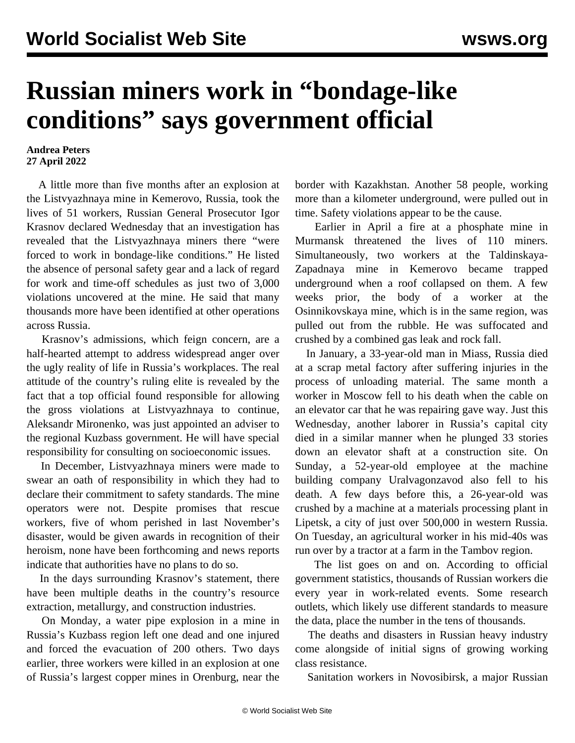# Russian miners work in "bondage-like conditions" says government official

**Andrea Peters**
**27 April 2022**

A little more than five months after an explosion at the Listvyazhnaya mine in Kemerovo, Russia, took the lives of 51 workers, Russian General Prosecutor Igor Krasnov declared Wednesday that an investigation has revealed that the Listvyazhnaya miners there "were forced to work in bondage-like conditions." He listed the absence of personal safety gear and a lack of regard for work and time-off schedules as just two of 3,000 violations uncovered at the mine. He said that many thousands more have been identified at other operations across Russia.

Krasnov's admissions, which feign concern, are a half-hearted attempt to address widespread anger over the ugly reality of life in Russia's workplaces. The real attitude of the country's ruling elite is revealed by the fact that a top official found responsible for allowing the gross violations at Listvyazhnaya to continue, Aleksandr Mironenko, was just appointed an adviser to the regional Kuzbass government. He will have special responsibility for consulting on socioeconomic issues.

In December, Listvyazhnaya miners were made to swear an oath of responsibility in which they had to declare their commitment to safety standards. The mine operators were not. Despite promises that rescue workers, five of whom perished in last November's disaster, would be given awards in recognition of their heroism, none have been forthcoming and news reports indicate that authorities have no plans to do so.

In the days surrounding Krasnov's statement, there have been multiple deaths in the country's resource extraction, metallurgy, and construction industries.

On Monday, a water pipe explosion in a mine in Russia's Kuzbass region left one dead and one injured and forced the evacuation of 200 others. Two days earlier, three workers were killed in an explosion at one of Russia's largest copper mines in Orenburg, near the border with Kazakhstan. Another 58 people, working more than a kilometer underground, were pulled out in time. Safety violations appear to be the cause.

Earlier in April a fire at a phosphate mine in Murmansk threatened the lives of 110 miners. Simultaneously, two workers at the Taldinskaya-Zapadnaya mine in Kemerovo became trapped underground when a roof collapsed on them. A few weeks prior, the body of a worker at the Osinnikovskaya mine, which is in the same region, was pulled out from the rubble. He was suffocated and crushed by a combined gas leak and rock fall.

In January, a 33-year-old man in Miass, Russia died at a scrap metal factory after suffering injuries in the process of unloading material. The same month a worker in Moscow fell to his death when the cable on an elevator car that he was repairing gave way. Just this Wednesday, another laborer in Russia's capital city died in a similar manner when he plunged 33 stories down an elevator shaft at a construction site. On Sunday, a 52-year-old employee at the machine building company Uralvagonzavod also fell to his death. A few days before this, a 26-year-old was crushed by a machine at a materials processing plant in Lipetsk, a city of just over 500,000 in western Russia. On Tuesday, an agricultural worker in his mid-40s was run over by a tractor at a farm in the Tambov region.

The list goes on and on. According to official government statistics, thousands of Russian workers die every year in work-related events. Some research outlets, which likely use different standards to measure the data, place the number in the tens of thousands.

The deaths and disasters in Russian heavy industry come alongside of initial signs of growing working class resistance.

Sanitation workers in Novosibirsk, a major Russian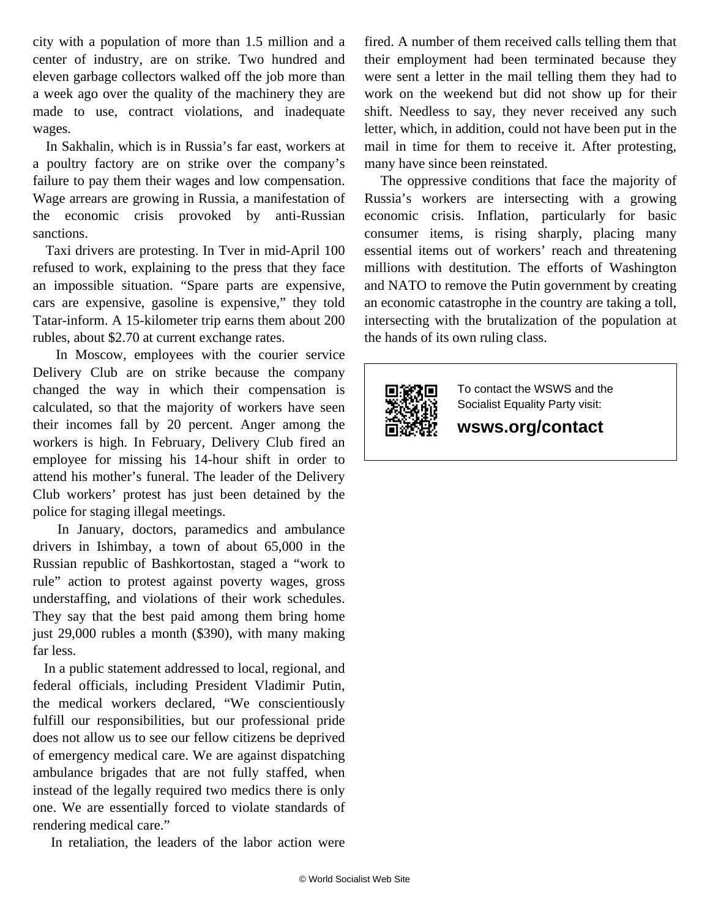city with a population of more than 1.5 million and a center of industry, are on strike. Two hundred and eleven garbage collectors walked off the job more than a week ago over the quality of the machinery they are made to use, contract violations, and inadequate wages.

In Sakhalin, which is in Russia's far east, workers at a poultry factory are on strike over the company's failure to pay them their wages and low compensation. Wage arrears are growing in Russia, a manifestation of the economic crisis provoked by anti-Russian sanctions.

Taxi drivers are protesting. In Tver in mid-April 100 refused to work, explaining to the press that they face an impossible situation. "Spare parts are expensive, cars are expensive, gasoline is expensive," they told Tatar-inform. A 15-kilometer trip earns them about 200 rubles, about $2.70 at current exchange rates.

In Moscow, employees with the courier service Delivery Club are on strike because the company changed the way in which their compensation is calculated, so that the majority of workers have seen their incomes fall by 20 percent. Anger among the workers is high. In February, Delivery Club fired an employee for missing his 14-hour shift in order to attend his mother's funeral. The leader of the Delivery Club workers' protest has just been detained by the police for staging illegal meetings.

In January, doctors, paramedics and ambulance drivers in Ishimbay, a town of about 65,000 in the Russian republic of Bashkortostan, staged a "work to rule" action to protest against poverty wages, gross understaffing, and violations of their work schedules. They say that the best paid among them bring home just 29,000 rubles a month ($390), with many making far less.

In a public statement addressed to local, regional, and federal officials, including President Vladimir Putin, the medical workers declared, "We conscientiously fulfill our responsibilities, but our professional pride does not allow us to see our fellow citizens be deprived of emergency medical care. We are against dispatching ambulance brigades that are not fully staffed, when instead of the legally required two medics there is only one. We are essentially forced to violate standards of rendering medical care."

In retaliation, the leaders of the labor action were fired. A number of them received calls telling them that their employment had been terminated because they were sent a letter in the mail telling them they had to work on the weekend but did not show up for their shift. Needless to say, they never received any such letter, which, in addition, could not have been put in the mail in time for them to receive it. After protesting, many have since been reinstated.

The oppressive conditions that face the majority of Russia's workers are intersecting with a growing economic crisis. Inflation, particularly for basic consumer items, is rising sharply, placing many essential items out of workers' reach and threatening millions with destitution. The efforts of Washington and NATO to remove the Putin government by creating an economic catastrophe in the country are taking a toll, intersecting with the brutalization of the population at the hands of its own ruling class.

To contact the WSWS and the Socialist Equality Party visit:

**wsws.org/contact**